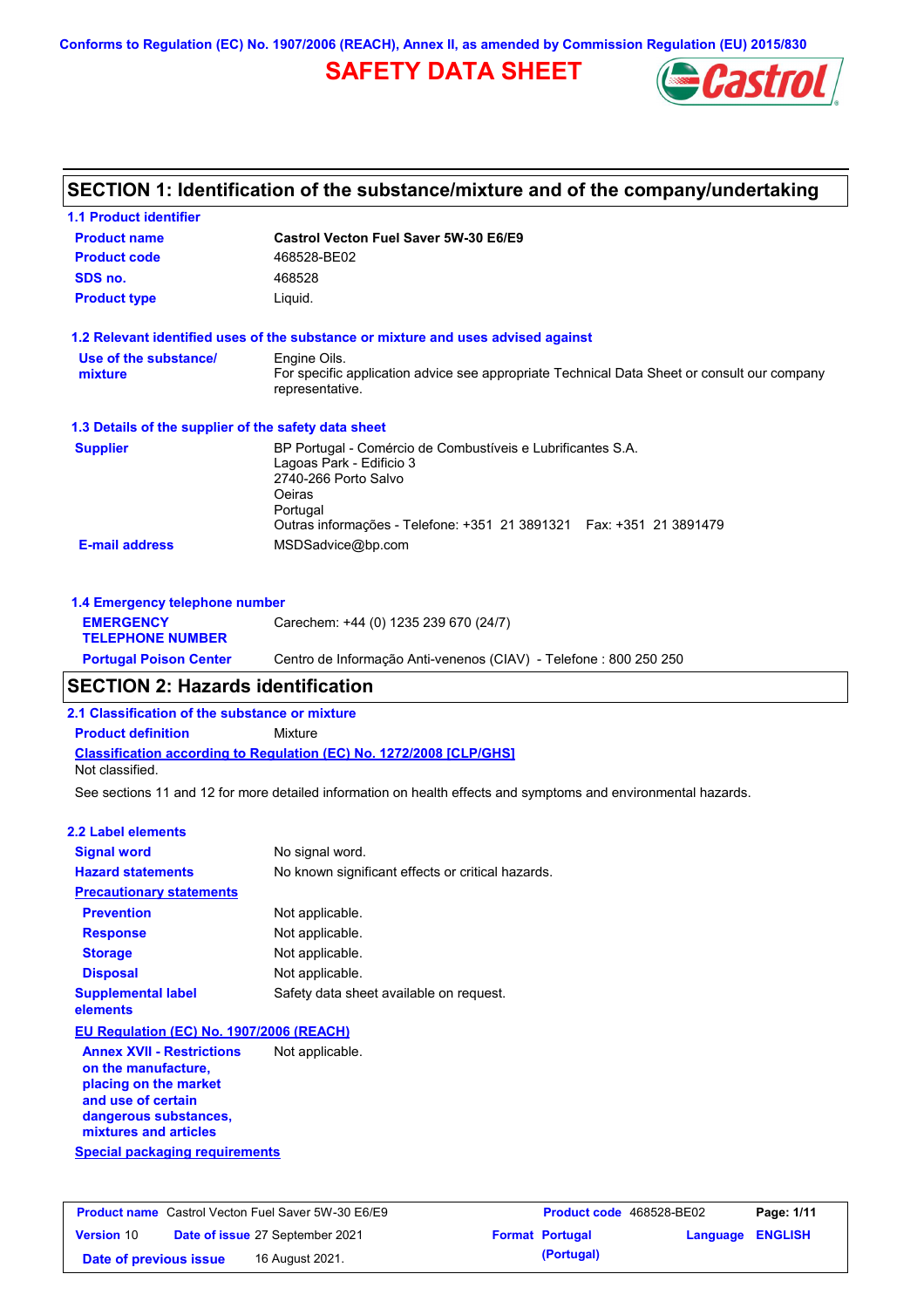Conforms to Regulation (EC) No. 1907/2006 (REACH), Annex II, as amended by Commission Regulation (EU) 2015/830

# SAFETY DATA SHEET

## SECTION 1: Identification of the substance/mixture and of the company/undertaking

### 1.1 Product identifier

| | |
|---|---|
| **Product name** | **Castrol Vecton Fuel Saver 5W-30 E6/E9** |
| **Product code** | 468528-BE02 |
| **SDS no.** | 468528 |
| **Product type** | Liquid. |

### 1.2 Relevant identified uses of the substance or mixture and uses advised against

**Use of the substance/ mixture**: Engine Oils.
For specific application advice see appropriate Technical Data Sheet or consult our company representative.

### 1.3 Details of the supplier of the safety data sheet

**Supplier**: BP Portugal - Comércio de Combustíveis e Lubrificantes S.A.
Lagoas Park - Edificio 3
2740-266 Porto Salvo
Oeiras
Portugal
Outras informações - Telefone: +351 21 3891321 Fax: +351 21 3891479

**E-mail address**: MSDSadvice@bp.com

### 1.4 Emergency telephone number

**EMERGENCY TELEPHONE NUMBER**: Carechem: +44 (0) 1235 239 670 (24/7)

**Portugal Poison Center**: Centro de Informação Anti-venenos (CIAV) - Telefone : 800 250 250

## SECTION 2: Hazards identification

### 2.1 Classification of the substance or mixture

**Product definition**: Mixture

**Classification according to Regulation (EC) No. 1272/2008 [CLP/GHS]**

Not classified.

See sections 11 and 12 for more detailed information on health effects and symptoms and environmental hazards.

### 2.2 Label elements

**Signal word**: No signal word.

**Hazard statements**: No known significant effects or critical hazards.

**Precautionary statements**

- **Prevention**: Not applicable.
- **Response**: Not applicable.
- **Storage**: Not applicable.
- **Disposal**: Not applicable.

**Supplemental label elements**: Safety data sheet available on request.

**EU Regulation (EC) No. 1907/2006 (REACH)**

**Annex XVII - Restrictions on the manufacture, placing on the market and use of certain dangerous substances, mixtures and articles**: Not applicable.

**Special packaging requirements**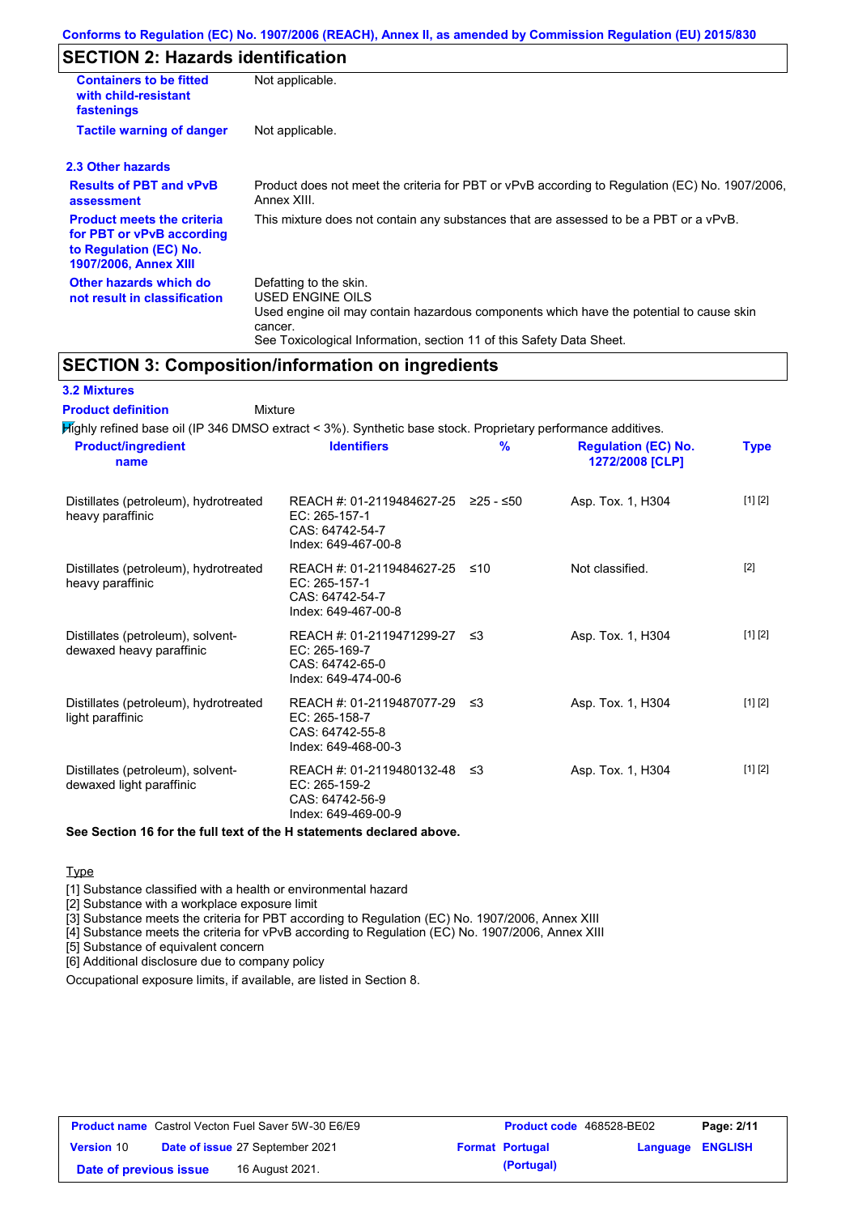## SECTION 2: Hazards identification

| | |
|---|---|
| **Containers to be fitted with child-resistant fastenings** | Not applicable. |
| **Tactile warning of danger** | Not applicable. |

### 2.3 Other hazards

| | |
|---|---|
| **Results of PBT and vPvB assessment** | Product does not meet the criteria for PBT or vPvB according to Regulation (EC) No. 1907/2006, Annex XIII. |
| **Product meets the criteria for PBT or vPvB according to Regulation (EC) No. 1907/2006, Annex XIII** | This mixture does not contain any substances that are assessed to be a PBT or a vPvB. |
| **Other hazards which do not result in classification** | Defatting to the skin.<br>USED ENGINE OILS<br>Used engine oil may contain hazardous components which have the potential to cause skin cancer.<br>See Toxicological Information, section 11 of this Safety Data Sheet. |

## SECTION 3: Composition/information on ingredients

### 3.2 Mixtures

**Product definition** Mixture

Highly refined base oil (IP 346 DMSO extract < 3%). Synthetic base stock. Proprietary performance additives.

| Product/ingredient name | Identifiers | % | Regulation (EC) No. 1272/2008 [CLP] | Type |
|---|---|---|---|---|
| Distillates (petroleum), hydrotreated heavy paraffinic | REACH #: 01-2119484627-25<br>EC: 265-157-1<br>CAS: 64742-54-7<br>Index: 649-467-00-8 | ≥25 - ≤50 | Asp. Tox. 1, H304 | [1] [2] |
| Distillates (petroleum), hydrotreated heavy paraffinic | REACH #: 01-2119484627-25<br>EC: 265-157-1<br>CAS: 64742-54-7<br>Index: 649-467-00-8 | ≤10 | Not classified. | [2] |
| Distillates (petroleum), solvent-dewaxed heavy paraffinic | REACH #: 01-2119471299-27<br>EC: 265-169-7<br>CAS: 64742-65-0<br>Index: 649-474-00-6 | ≤3 | Asp. Tox. 1, H304 | [1] [2] |
| Distillates (petroleum), hydrotreated light paraffinic | REACH #: 01-2119487077-29<br>EC: 265-158-7<br>CAS: 64742-55-8<br>Index: 649-468-00-3 | ≤3 | Asp. Tox. 1, H304 | [1] [2] |
| Distillates (petroleum), solvent-dewaxed light paraffinic | REACH #: 01-2119480132-48<br>EC: 265-159-2<br>CAS: 64742-56-9<br>Index: 649-469-00-9 | ≤3 | Asp. Tox. 1, H304 | [1] [2] |

**See Section 16 for the full text of the H statements declared above.**

Type

[1] Substance classified with a health or environmental hazard
[2] Substance with a workplace exposure limit
[3] Substance meets the criteria for PBT according to Regulation (EC) No. 1907/2006, Annex XIII
[4] Substance meets the criteria for vPvB according to Regulation (EC) No. 1907/2006, Annex XIII
[5] Substance of equivalent concern
[6] Additional disclosure due to company policy

Occupational exposure limits, if available, are listed in Section 8.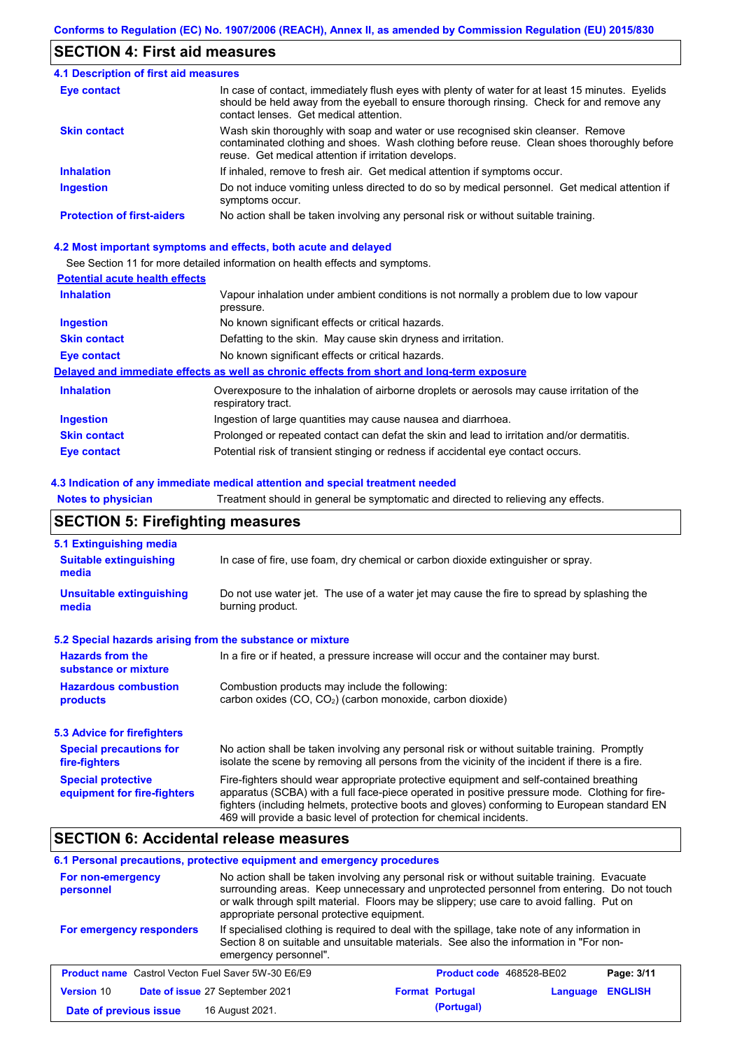## SECTION 4: First aid measures

### 4.1 Description of first aid measures

| | |
|---|---|
| **Eye contact** | In case of contact, immediately flush eyes with plenty of water for at least 15 minutes. Eyelids should be held away from the eyeball to ensure thorough rinsing. Check for and remove any contact lenses. Get medical attention. |
| **Skin contact** | Wash skin thoroughly with soap and water or use recognised skin cleanser. Remove contaminated clothing and shoes. Wash clothing before reuse. Clean shoes thoroughly before reuse. Get medical attention if irritation develops. |
| **Inhalation** | If inhaled, remove to fresh air. Get medical attention if symptoms occur. |
| **Ingestion** | Do not induce vomiting unless directed to do so by medical personnel. Get medical attention if symptoms occur. |
| **Protection of first-aiders** | No action shall be taken involving any personal risk or without suitable training. |

### 4.2 Most important symptoms and effects, both acute and delayed

See Section 11 for more detailed information on health effects and symptoms.

**Potential acute health effects**

| | |
|---|---|
| **Inhalation** | Vapour inhalation under ambient conditions is not normally a problem due to low vapour pressure. |
| **Ingestion** | No known significant effects or critical hazards. |
| **Skin contact** | Defatting to the skin. May cause skin dryness and irritation. |
| **Eye contact** | No known significant effects or critical hazards. |

**Delayed and immediate effects as well as chronic effects from short and long-term exposure**

| | |
|---|---|
| **Inhalation** | Overexposure to the inhalation of airborne droplets or aerosols may cause irritation of the respiratory tract. |
| **Ingestion** | Ingestion of large quantities may cause nausea and diarrhoea. |
| **Skin contact** | Prolonged or repeated contact can defat the skin and lead to irritation and/or dermatitis. |
| **Eye contact** | Potential risk of transient stinging or redness if accidental eye contact occurs. |

### 4.3 Indication of any immediate medical attention and special treatment needed

| | |
|---|---|
| **Notes to physician** | Treatment should in general be symptomatic and directed to relieving any effects. |

## SECTION 5: Firefighting measures

### 5.1 Extinguishing media

| | |
|---|---|
| **Suitable extinguishing media** | In case of fire, use foam, dry chemical or carbon dioxide extinguisher or spray. |
| **Unsuitable extinguishing media** | Do not use water jet. The use of a water jet may cause the fire to spread by splashing the burning product. |

### 5.2 Special hazards arising from the substance or mixture

| | |
|---|---|
| **Hazards from the substance or mixture** | In a fire or if heated, a pressure increase will occur and the container may burst. |
| **Hazardous combustion products** | Combustion products may include the following: carbon oxides (CO, $CO_2$) (carbon monoxide, carbon dioxide) |

### 5.3 Advice for firefighters

| | |
|---|---|
| **Special precautions for fire-fighters** | No action shall be taken involving any personal risk or without suitable training. Promptly isolate the scene by removing all persons from the vicinity of the incident if there is a fire. |
| **Special protective equipment for fire-fighters** | Fire-fighters should wear appropriate protective equipment and self-contained breathing apparatus (SCBA) with a full face-piece operated in positive pressure mode. Clothing for fire-fighters (including helmets, protective boots and gloves) conforming to European standard EN 469 will provide a basic level of protection for chemical incidents. |

## SECTION 6: Accidental release measures

### 6.1 Personal precautions, protective equipment and emergency procedures

| | |
|---|---|
| **For non-emergency personnel** | No action shall be taken involving any personal risk or without suitable training. Evacuate surrounding areas. Keep unnecessary and unprotected personnel from entering. Do not touch or walk through spilt material. Floors may be slippery; use care to avoid falling. Put on appropriate personal protective equipment. |
| **For emergency responders** | If specialised clothing is required to deal with the spillage, take note of any information in Section 8 on suitable and unsuitable materials. See also the information in "For non-emergency personnel". |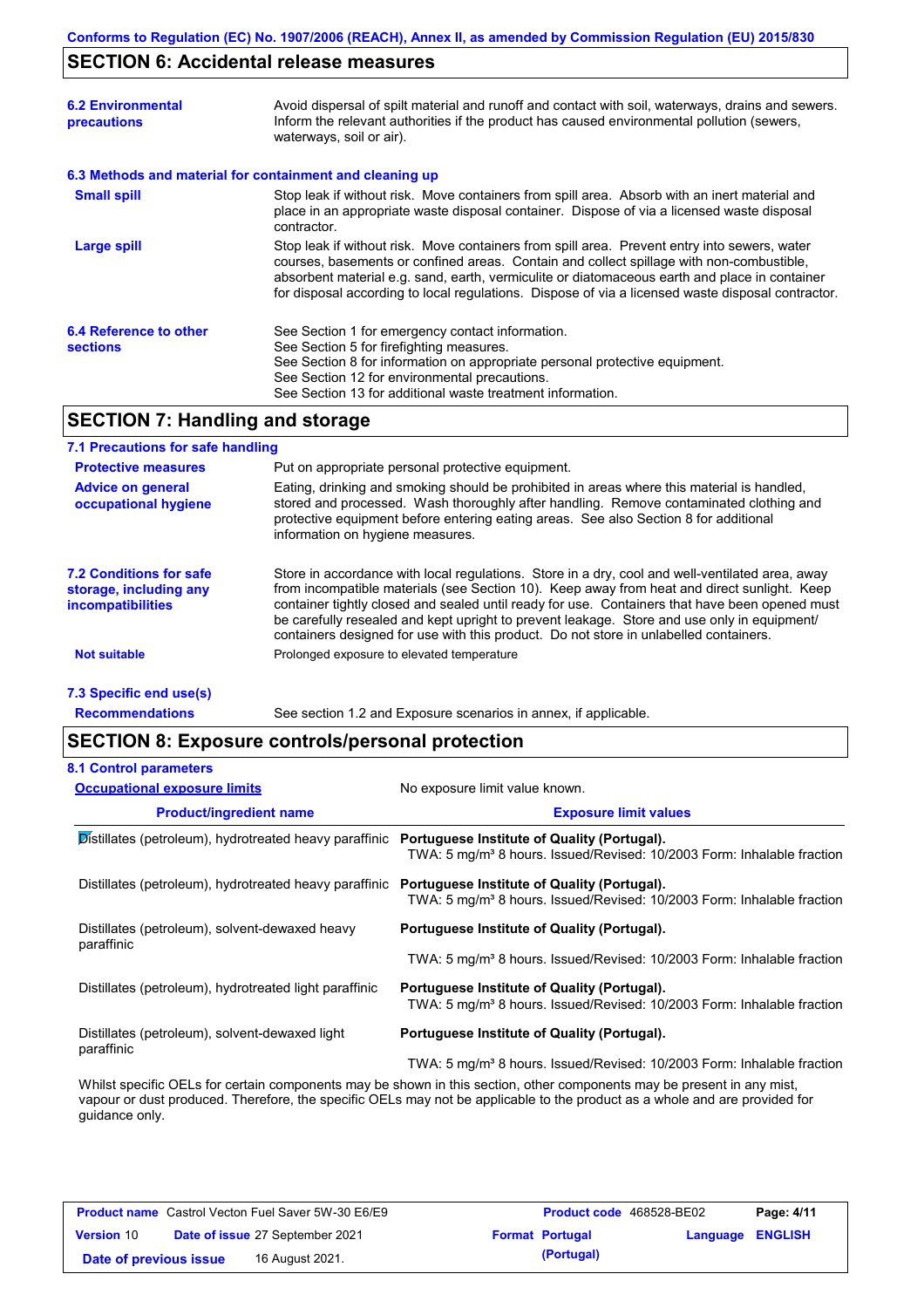## SECTION 6: Accidental release measures

**6.2 Environmental precautions**

Avoid dispersal of spilt material and runoff and contact with soil, waterways, drains and sewers. Inform the relevant authorities if the product has caused environmental pollution (sewers, waterways, soil or air).

**6.3 Methods and material for containment and cleaning up**

**Small spill**

Stop leak if without risk. Move containers from spill area. Absorb with an inert material and place in an appropriate waste disposal container. Dispose of via a licensed waste disposal contractor.

**Large spill**

Stop leak if without risk. Move containers from spill area. Prevent entry into sewers, water courses, basements or confined areas. Contain and collect spillage with non-combustible, absorbent material e.g. sand, earth, vermiculite or diatomaceous earth and place in container for disposal according to local regulations. Dispose of via a licensed waste disposal contractor.

**6.4 Reference to other sections**

See Section 1 for emergency contact information.
See Section 5 for firefighting measures.
See Section 8 for information on appropriate personal protective equipment.
See Section 12 for environmental precautions.
See Section 13 for additional waste treatment information.

## SECTION 7: Handling and storage

**7.1 Precautions for safe handling**

**Protective measures**

Put on appropriate personal protective equipment.

**Advice on general occupational hygiene**

Eating, drinking and smoking should be prohibited in areas where this material is handled, stored and processed. Wash thoroughly after handling. Remove contaminated clothing and protective equipment before entering eating areas. See also Section 8 for additional information on hygiene measures.

**7.2 Conditions for safe storage, including any incompatibilities**

Store in accordance with local regulations. Store in a dry, cool and well-ventilated area, away from incompatible materials (see Section 10). Keep away from heat and direct sunlight. Keep container tightly closed and sealed until ready for use. Containers that have been opened must be carefully resealed and kept upright to prevent leakage. Store and use only in equipment/ containers designed for use with this product. Do not store in unlabelled containers.

**Not suitable**

Prolonged exposure to elevated temperature

**7.3 Specific end use(s)**

**Recommendations**

See section 1.2 and Exposure scenarios in annex, if applicable.

## SECTION 8: Exposure controls/personal protection

**8.1 Control parameters**

**Occupational exposure limits**

No exposure limit value known.

| Product/ingredient name | Exposure limit values |
|---|---|
| Distillates (petroleum), hydrotreated heavy paraffinic | **Portuguese Institute of Quality (Portugal).** TWA: 5 mg/m³ 8 hours. Issued/Revised: 10/2003 Form: Inhalable fraction |
| Distillates (petroleum), hydrotreated heavy paraffinic | **Portuguese Institute of Quality (Portugal).** TWA: 5 mg/m³ 8 hours. Issued/Revised: 10/2003 Form: Inhalable fraction |
| Distillates (petroleum), solvent-dewaxed heavy paraffinic | **Portuguese Institute of Quality (Portugal).** TWA: 5 mg/m³ 8 hours. Issued/Revised: 10/2003 Form: Inhalable fraction |
| Distillates (petroleum), hydrotreated light paraffinic | **Portuguese Institute of Quality (Portugal).** TWA: 5 mg/m³ 8 hours. Issued/Revised: 10/2003 Form: Inhalable fraction |
| Distillates (petroleum), solvent-dewaxed light paraffinic | **Portuguese Institute of Quality (Portugal).** TWA: 5 mg/m³ 8 hours. Issued/Revised: 10/2003 Form: Inhalable fraction |

Whilst specific OELs for certain components may be shown in this section, other components may be present in any mist, vapour or dust produced. Therefore, the specific OELs may not be applicable to the product as a whole and are provided for guidance only.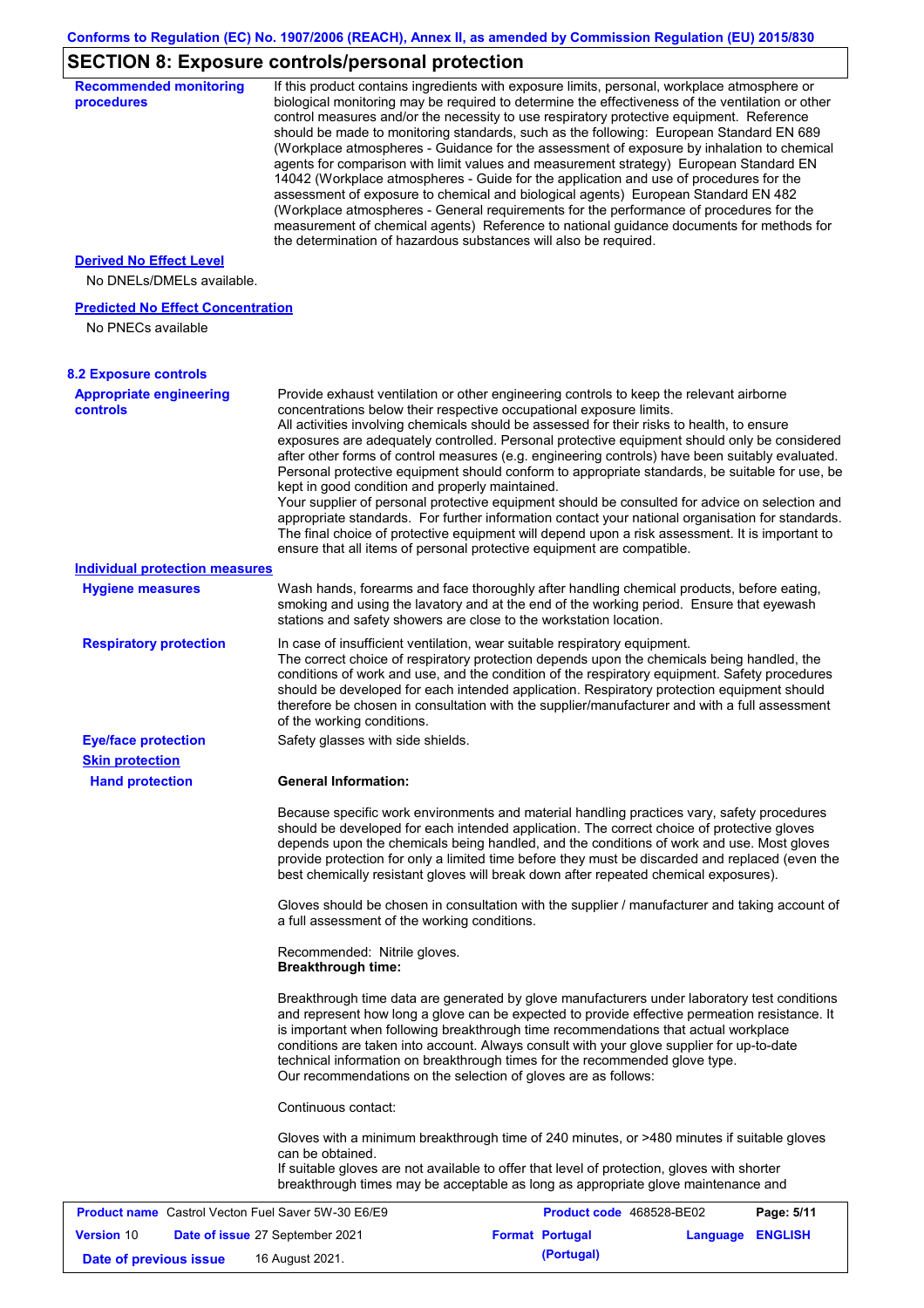## SECTION 8: Exposure controls/personal protection

**Recommended monitoring procedures**

If this product contains ingredients with exposure limits, personal, workplace atmosphere or biological monitoring may be required to determine the effectiveness of the ventilation or other control measures and/or the necessity to use respiratory protective equipment. Reference should be made to monitoring standards, such as the following: European Standard EN 689 (Workplace atmospheres - Guidance for the assessment of exposure by inhalation to chemical agents for comparison with limit values and measurement strategy) European Standard EN 14042 (Workplace atmospheres - Guide for the application and use of procedures for the assessment of exposure to chemical and biological agents) European Standard EN 482 (Workplace atmospheres - General requirements for the performance of procedures for the measurement of chemical agents) Reference to national guidance documents for methods for the determination of hazardous substances will also be required.

**Derived No Effect Level**

No DNELs/DMELs available.

**Predicted No Effect Concentration**

No PNECs available

### 8.2 Exposure controls

**Appropriate engineering controls**

Provide exhaust ventilation or other engineering controls to keep the relevant airborne concentrations below their respective occupational exposure limits.
All activities involving chemicals should be assessed for their risks to health, to ensure exposures are adequately controlled. Personal protective equipment should only be considered after other forms of control measures (e.g. engineering controls) have been suitably evaluated. Personal protective equipment should conform to appropriate standards, be suitable for use, be kept in good condition and properly maintained.
Your supplier of personal protective equipment should be consulted for advice on selection and appropriate standards. For further information contact your national organisation for standards. The final choice of protective equipment will depend upon a risk assessment. It is important to ensure that all items of personal protective equipment are compatible.

**Individual protection measures**

**Hygiene measures**

Wash hands, forearms and face thoroughly after handling chemical products, before eating, smoking and using the lavatory and at the end of the working period. Ensure that eyewash stations and safety showers are close to the workstation location.

**Respiratory protection**

In case of insufficient ventilation, wear suitable respiratory equipment.
The correct choice of respiratory protection depends upon the chemicals being handled, the conditions of work and use, and the condition of the respiratory equipment. Safety procedures should be developed for each intended application. Respiratory protection equipment should therefore be chosen in consultation with the supplier/manufacturer and with a full assessment of the working conditions.

**Eye/face protection**

Safety glasses with side shields.

**Skin protection**

**Hand protection**

**General Information:**

Because specific work environments and material handling practices vary, safety procedures should be developed for each intended application. The correct choice of protective gloves depends upon the chemicals being handled, and the conditions of work and use. Most gloves provide protection for only a limited time before they must be discarded and replaced (even the best chemically resistant gloves will break down after repeated chemical exposures).

Gloves should be chosen in consultation with the supplier / manufacturer and taking account of a full assessment of the working conditions.

Recommended: Nitrile gloves.
**Breakthrough time:**

Breakthrough time data are generated by glove manufacturers under laboratory test conditions and represent how long a glove can be expected to provide effective permeation resistance. It is important when following breakthrough time recommendations that actual workplace conditions are taken into account. Always consult with your glove supplier for up-to-date technical information on breakthrough times for the recommended glove type.
Our recommendations on the selection of gloves are as follows:

Continuous contact:

Gloves with a minimum breakthrough time of 240 minutes, or >480 minutes if suitable gloves can be obtained.
If suitable gloves are not available to offer that level of protection, gloves with shorter breakthrough times may be acceptable as long as appropriate glove maintenance and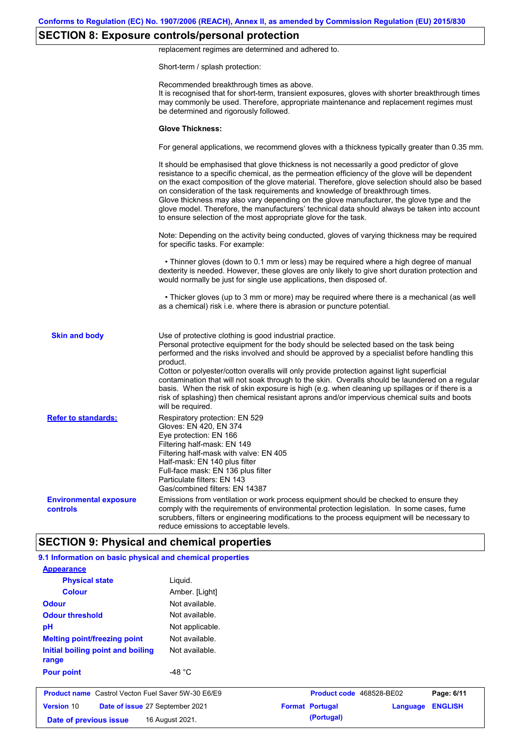## SECTION 8: Exposure controls/personal protection

replacement regimes are determined and adhered to.

Short-term / splash protection:

Recommended breakthrough times as above.
It is recognised that for short-term, transient exposures, gloves with shorter breakthrough times may commonly be used. Therefore, appropriate maintenance and replacement regimes must be determined and rigorously followed.

**Glove Thickness:**

For general applications, we recommend gloves with a thickness typically greater than 0.35 mm.

It should be emphasised that glove thickness is not necessarily a good predictor of glove resistance to a specific chemical, as the permeation efficiency of the glove will be dependent on the exact composition of the glove material. Therefore, glove selection should also be based on consideration of the task requirements and knowledge of breakthrough times.
Glove thickness may also vary depending on the glove manufacturer, the glove type and the glove model. Therefore, the manufacturers' technical data should always be taken into account to ensure selection of the most appropriate glove for the task.

Note: Depending on the activity being conducted, gloves of varying thickness may be required for specific tasks. For example:

• Thinner gloves (down to 0.1 mm or less) may be required where a high degree of manual dexterity is needed. However, these gloves are only likely to give short duration protection and would normally be just for single use applications, then disposed of.

• Thicker gloves (up to 3 mm or more) may be required where there is a mechanical (as well as a chemical) risk i.e. where there is abrasion or puncture potential.

**Skin and body**

Use of protective clothing is good industrial practice.
Personal protective equipment for the body should be selected based on the task being performed and the risks involved and should be approved by a specialist before handling this product.
Cotton or polyester/cotton overalls will only provide protection against light superficial contamination that will not soak through to the skin. Overalls should be laundered on a regular basis. When the risk of skin exposure is high (e.g. when cleaning up spillages or if there is a risk of splashing) then chemical resistant aprons and/or impervious chemical suits and boots will be required.

**Refer to standards:**

Respiratory protection: EN 529
Gloves: EN 420, EN 374
Eye protection: EN 166
Filtering half-mask: EN 149
Filtering half-mask with valve: EN 405
Half-mask: EN 140 plus filter
Full-face mask: EN 136 plus filter
Particulate filters: EN 143
Gas/combined filters: EN 14387

**Environmental exposure controls**

Emissions from ventilation or work process equipment should be checked to ensure they comply with the requirements of environmental protection legislation. In some cases, fume scrubbers, filters or engineering modifications to the process equipment will be necessary to reduce emissions to acceptable levels.

## SECTION 9: Physical and chemical properties

### 9.1 Information on basic physical and chemical properties

| Property | Value |
|---|---|
| **Appearance** | |
| Physical state | Liquid. |
| Colour | Amber. [Light] |
| Odour | Not available. |
| Odour threshold | Not available. |
| pH | Not applicable. |
| Melting point/freezing point | Not available. |
| Initial boiling point and boiling range | Not available. |
| Pour point | -48 °C |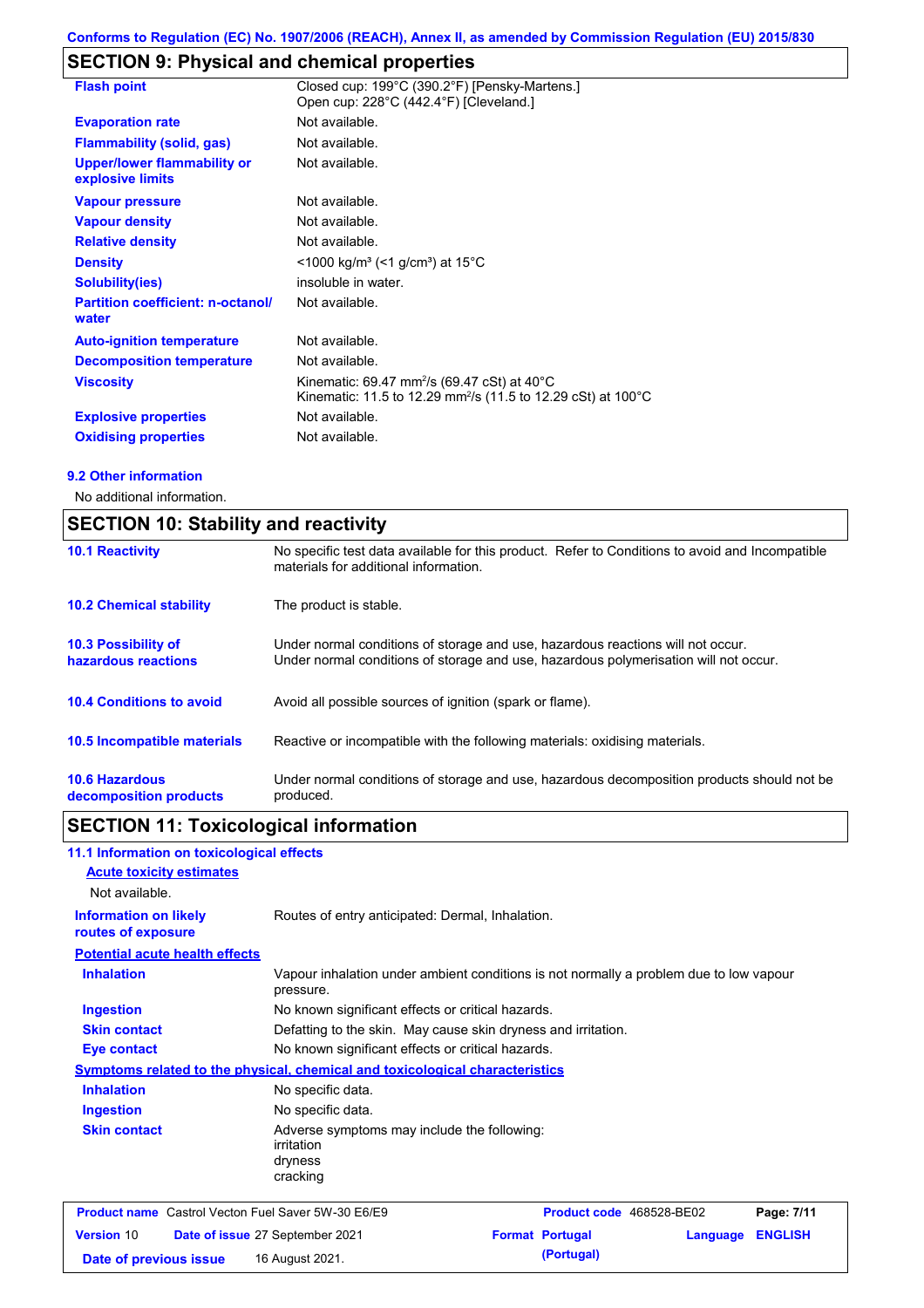## SECTION 9: Physical and chemical properties

| | |
|---|---|
| **Flash point** | Closed cup: 199°C (390.2°F) [Pensky-Martens.]<br>Open cup: 228°C (442.4°F) [Cleveland.] |
| **Evaporation rate** | Not available. |
| **Flammability (solid, gas)** | Not available. |
| **Upper/lower flammability or explosive limits** | Not available. |
| **Vapour pressure** | Not available. |
| **Vapour density** | Not available. |
| **Relative density** | Not available. |
| **Density** | <1000 kg/m³ (<1 g/cm³) at 15°C |
| **Solubility(ies)** | insoluble in water. |
| **Partition coefficient: n-octanol/ water** | Not available. |
| **Auto-ignition temperature** | Not available. |
| **Decomposition temperature** | Not available. |
| **Viscosity** | Kinematic: 69.47 $mm^2/s$ (69.47 cSt) at 40°C<br>Kinematic: 11.5 to 12.29 $mm^2/s$ (11.5 to 12.29 cSt) at 100°C |
| **Explosive properties** | Not available. |
| **Oxidising properties** | Not available. |

### 9.2 Other information

No additional information.

## SECTION 10: Stability and reactivity

| | |
|---|---|
| **10.1 Reactivity** | No specific test data available for this product. Refer to Conditions to avoid and Incompatible materials for additional information. |
| **10.2 Chemical stability** | The product is stable. |
| **10.3 Possibility of hazardous reactions** | Under normal conditions of storage and use, hazardous reactions will not occur.<br>Under normal conditions of storage and use, hazardous polymerisation will not occur. |
| **10.4 Conditions to avoid** | Avoid all possible sources of ignition (spark or flame). |
| **10.5 Incompatible materials** | Reactive or incompatible with the following materials: oxidising materials. |
| **10.6 Hazardous decomposition products** | Under normal conditions of storage and use, hazardous decomposition products should not be produced. |

## SECTION 11: Toxicological information

### 11.1 Information on toxicological effects

**Acute toxicity estimates**

Not available.

| | |
|---|---|
| **Information on likely routes of exposure** | Routes of entry anticipated: Dermal, Inhalation. |

**Potential acute health effects**

| | |
|---|---|
| **Inhalation** | Vapour inhalation under ambient conditions is not normally a problem due to low vapour pressure. |
| **Ingestion** | No known significant effects or critical hazards. |
| **Skin contact** | Defatting to the skin. May cause skin dryness and irritation. |
| **Eye contact** | No known significant effects or critical hazards. |

**Symptoms related to the physical, chemical and toxicological characteristics**

| | |
|---|---|
| **Inhalation** | No specific data. |
| **Ingestion** | No specific data. |
| **Skin contact** | Adverse symptoms may include the following:<br>irritation<br>dryness<br>cracking |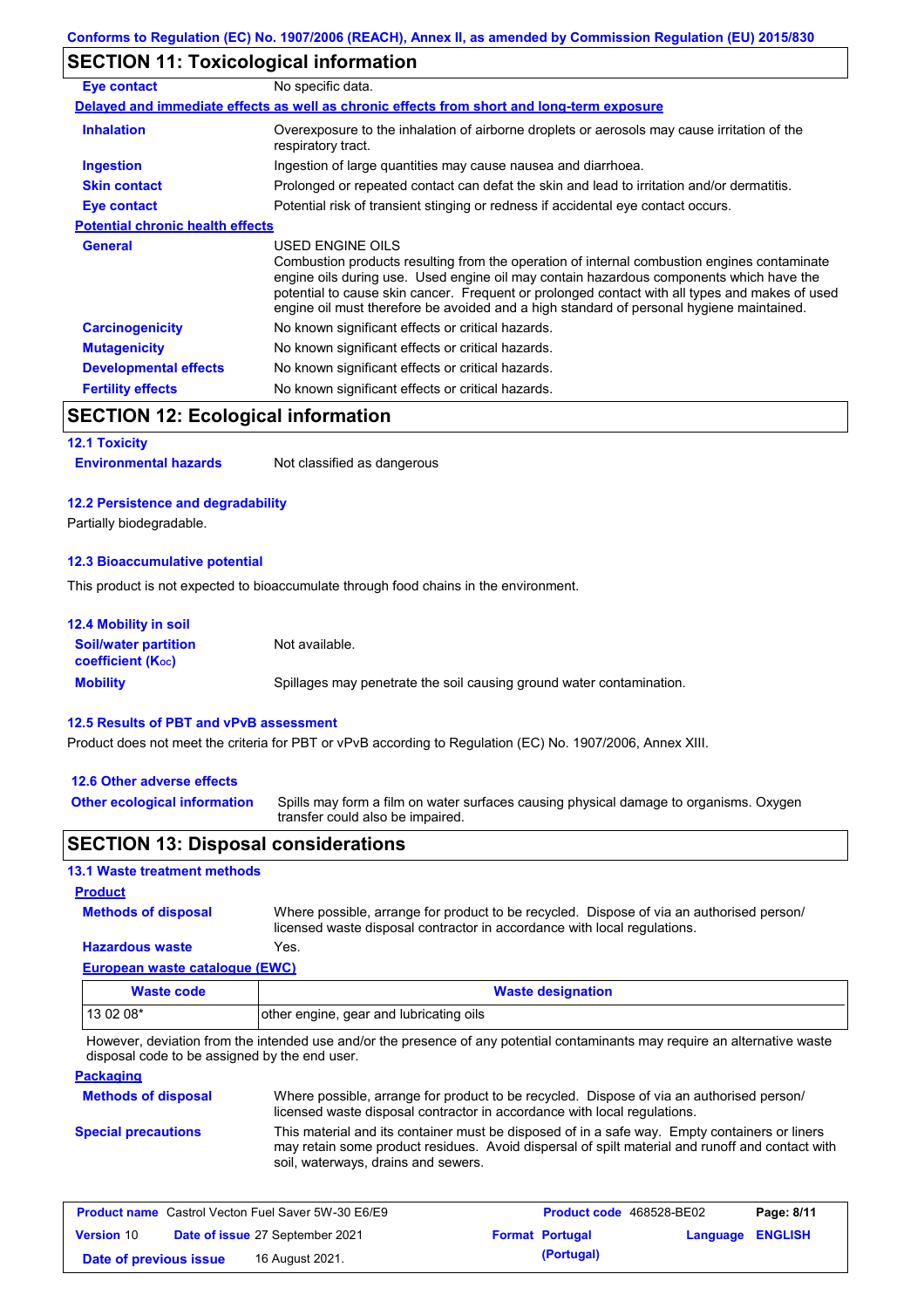## SECTION 11: Toxicological information

| | |
|---|---|
| **Eye contact** | No specific data. |

**Delayed and immediate effects as well as chronic effects from short and long-term exposure**

| | |
|---|---|
| **Inhalation** | Overexposure to the inhalation of airborne droplets or aerosols may cause irritation of the respiratory tract. |
| **Ingestion** | Ingestion of large quantities may cause nausea and diarrhoea. |
| **Skin contact** | Prolonged or repeated contact can defat the skin and lead to irritation and/or dermatitis. |
| **Eye contact** | Potential risk of transient stinging or redness if accidental eye contact occurs. |

**Potential chronic health effects**

| | |
|---|---|
| **General** | USED ENGINE OILS<br>Combustion products resulting from the operation of internal combustion engines contaminate engine oils during use. Used engine oil may contain hazardous components which have the potential to cause skin cancer. Frequent or prolonged contact with all types and makes of used engine oil must therefore be avoided and a high standard of personal hygiene maintained. |
| **Carcinogenicity** | No known significant effects or critical hazards. |
| **Mutagenicity** | No known significant effects or critical hazards. |
| **Developmental effects** | No known significant effects or critical hazards. |
| **Fertility effects** | No known significant effects or critical hazards. |

## SECTION 12: Ecological information

### 12.1 Toxicity

**Environmental hazards** Not classified as dangerous

### 12.2 Persistence and degradability

Partially biodegradable.

### 12.3 Bioaccumulative potential

This product is not expected to bioaccumulate through food chains in the environment.

### 12.4 Mobility in soil

| | |
|---|---|
| **Soil/water partition coefficient ($K_{OC}$)** | Not available. |
| **Mobility** | Spillages may penetrate the soil causing ground water contamination. |

### 12.5 Results of PBT and vPvB assessment

Product does not meet the criteria for PBT or vPvB according to Regulation (EC) No. 1907/2006, Annex XIII.

### 12.6 Other adverse effects

**Other ecological information** Spills may form a film on water surfaces causing physical damage to organisms. Oxygen transfer could also be impaired.

## SECTION 13: Disposal considerations

### 13.1 Waste treatment methods

**Product**

| | |
|---|---|
| **Methods of disposal** | Where possible, arrange for product to be recycled. Dispose of via an authorised person/ licensed waste disposal contractor in accordance with local regulations. |
| **Hazardous waste** | Yes. |

**European waste catalogue (EWC)**

| Waste code | Waste designation |
|---|---|
| 13 02 08* | other engine, gear and lubricating oils |

However, deviation from the intended use and/or the presence of any potential contaminants may require an alternative waste disposal code to be assigned by the end user.

**Packaging**

| | |
|---|---|
| **Methods of disposal** | Where possible, arrange for product to be recycled. Dispose of via an authorised person/ licensed waste disposal contractor in accordance with local regulations. |
| **Special precautions** | This material and its container must be disposed of in a safe way. Empty containers or liners may retain some product residues. Avoid dispersal of spilt material and runoff and contact with soil, waterways, drains and sewers. |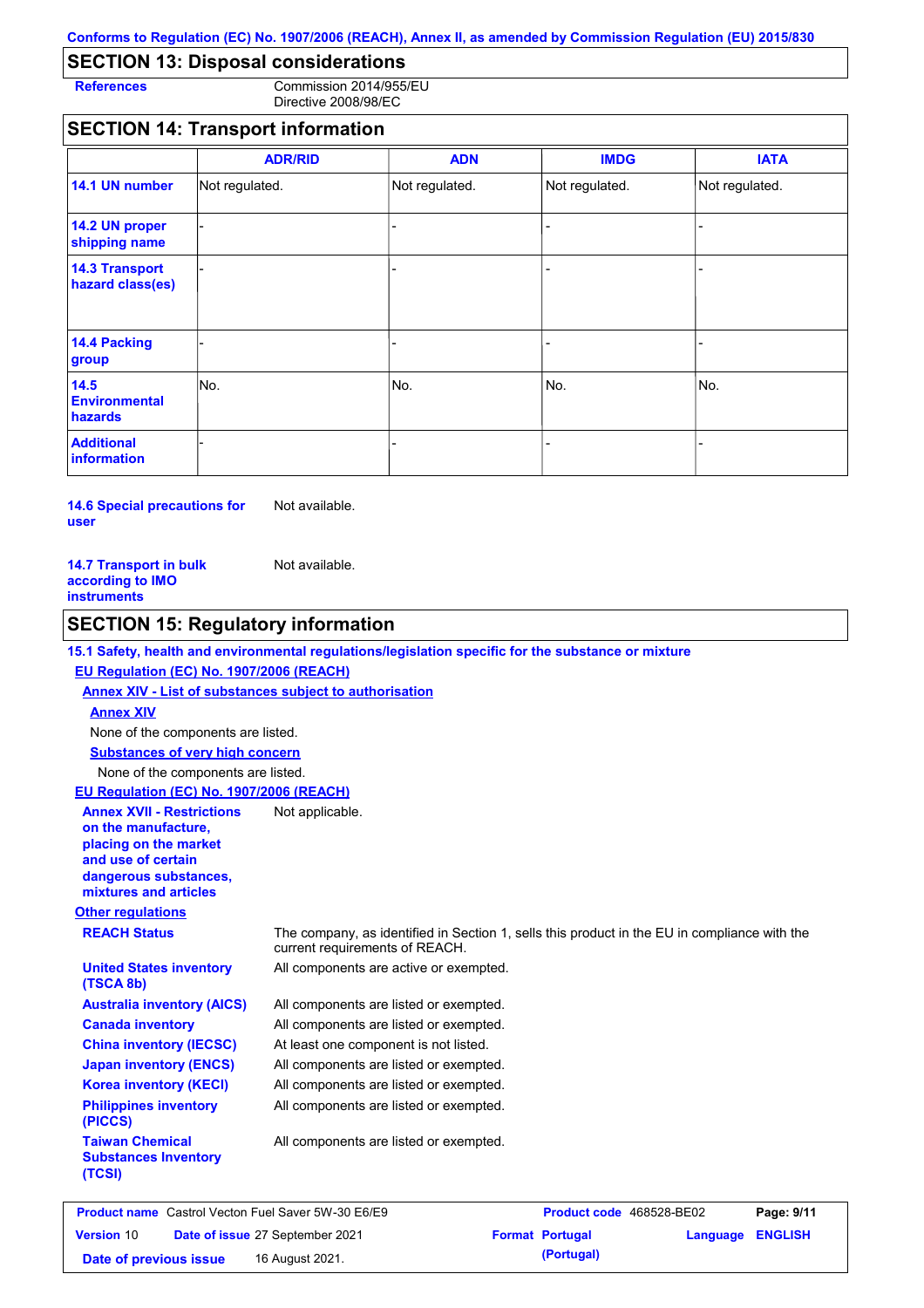## SECTION 13: Disposal considerations

**References** Commission 2014/955/EU
Directive 2008/98/EC

## SECTION 14: Transport information

| | ADR/RID | ADN | IMDG | IATA |
|---|---|---|---|---|
| **14.1 UN number** | Not regulated. | Not regulated. | Not regulated. | Not regulated. |
| **14.2 UN proper shipping name** | - | - | - | - |
| **14.3 Transport hazard class(es)** | - | - | - | - |
| **14.4 Packing group** | - | - | - | - |
| **14.5 Environmental hazards** | No. | No. | No. | No. |
| **Additional information** | - | - | - | - |

**14.6 Special precautions for user** Not available.

**14.7 Transport in bulk according to IMO instruments** Not available.

## SECTION 15: Regulatory information

**15.1 Safety, health and environmental regulations/legislation specific for the substance or mixture**

**EU Regulation (EC) No. 1907/2006 (REACH)**

**Annex XIV - List of substances subject to authorisation**

**Annex XIV**

None of the components are listed.

**Substances of very high concern**

None of the components are listed.

**EU Regulation (EC) No. 1907/2006 (REACH)**

**Annex XVII - Restrictions on the manufacture, placing on the market and use of certain dangerous substances, mixtures and articles** Not applicable.

**Other regulations**

**REACH Status** The company, as identified in Section 1, sells this product in the EU in compliance with the current requirements of REACH.

**United States inventory (TSCA 8b)** All components are active or exempted.

**Australia inventory (AICS)** All components are listed or exempted.

**Canada inventory** All components are listed or exempted.

**China inventory (IECSC)** At least one component is not listed.

**Japan inventory (ENCS)** All components are listed or exempted.

**Korea inventory (KECI)** All components are listed or exempted.

**Philippines inventory (PICCS)** All components are listed or exempted.

**Taiwan Chemical Substances Inventory (TCSI)** All components are listed or exempted.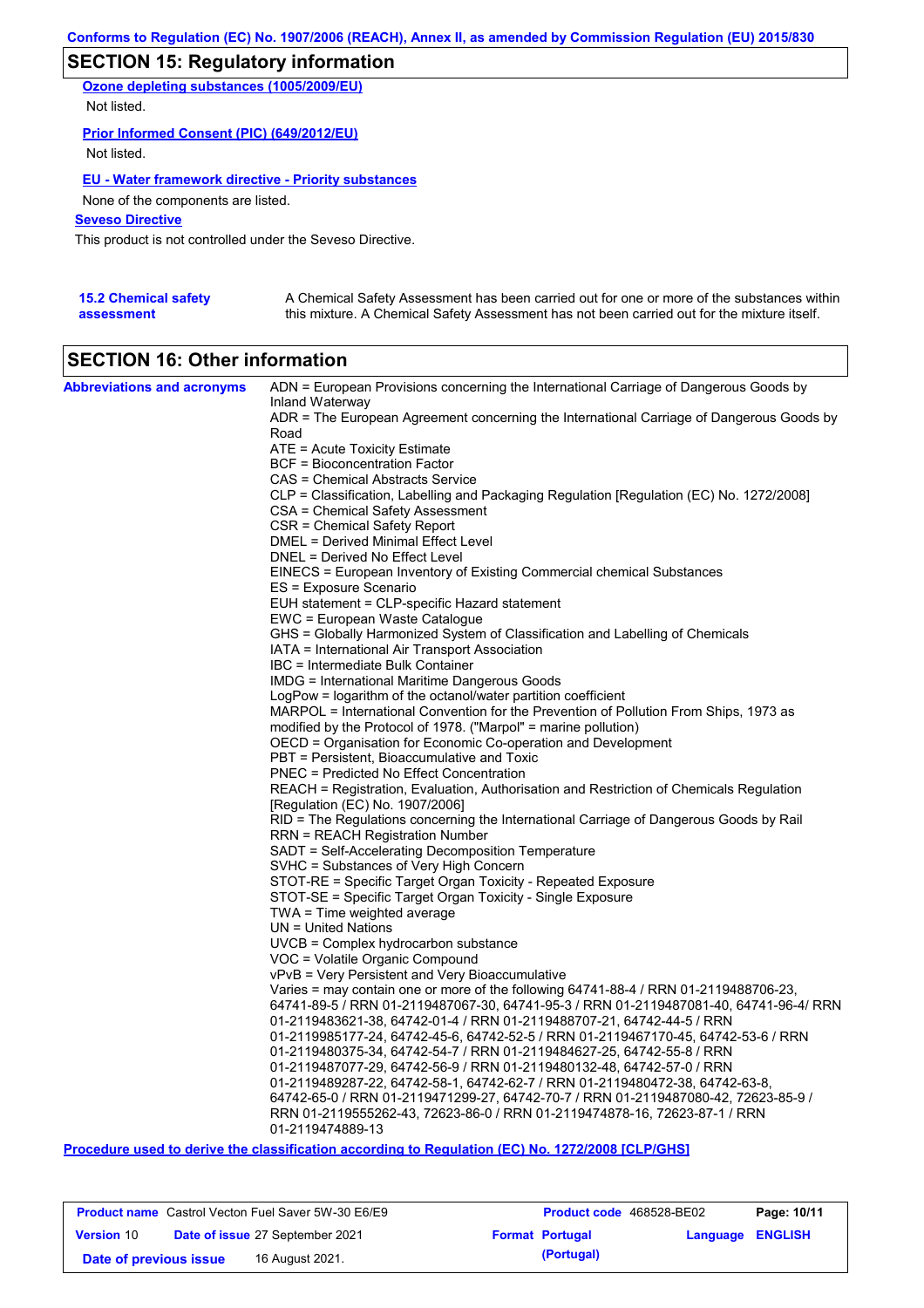## SECTION 15: Regulatory information

**Ozone depleting substances (1005/2009/EU)**

Not listed.

**Prior Informed Consent (PIC) (649/2012/EU)**

Not listed.

**EU - Water framework directive - Priority substances**

None of the components are listed.

**Seveso Directive**

This product is not controlled under the Seveso Directive.

**15.2 Chemical safety assessment**

A Chemical Safety Assessment has been carried out for one or more of the substances within this mixture. A Chemical Safety Assessment has not been carried out for the mixture itself.

## SECTION 16: Other information

**Abbreviations and acronyms**

ADN = European Provisions concerning the International Carriage of Dangerous Goods by Inland Waterway
ADR = The European Agreement concerning the International Carriage of Dangerous Goods by Road
ATE = Acute Toxicity Estimate
BCF = Bioconcentration Factor
CAS = Chemical Abstracts Service
CLP = Classification, Labelling and Packaging Regulation [Regulation (EC) No. 1272/2008]
CSA = Chemical Safety Assessment
CSR = Chemical Safety Report
DMEL = Derived Minimal Effect Level
DNEL = Derived No Effect Level
EINECS = European Inventory of Existing Commercial chemical Substances
ES = Exposure Scenario
EUH statement = CLP-specific Hazard statement
EWC = European Waste Catalogue
GHS = Globally Harmonized System of Classification and Labelling of Chemicals
IATA = International Air Transport Association
IBC = Intermediate Bulk Container
IMDG = International Maritime Dangerous Goods
LogPow = logarithm of the octanol/water partition coefficient
MARPOL = International Convention for the Prevention of Pollution From Ships, 1973 as modified by the Protocol of 1978. ("Marpol" = marine pollution)
OECD = Organisation for Economic Co-operation and Development
PBT = Persistent, Bioaccumulative and Toxic
PNEC = Predicted No Effect Concentration
REACH = Registration, Evaluation, Authorisation and Restriction of Chemicals Regulation [Regulation (EC) No. 1907/2006]
RID = The Regulations concerning the International Carriage of Dangerous Goods by Rail
RRN = REACH Registration Number
SADT = Self-Accelerating Decomposition Temperature
SVHC = Substances of Very High Concern
STOT-RE = Specific Target Organ Toxicity - Repeated Exposure
STOT-SE = Specific Target Organ Toxicity - Single Exposure
TWA = Time weighted average
UN = United Nations
UVCB = Complex hydrocarbon substance
VOC = Volatile Organic Compound
vPvB = Very Persistent and Very Bioaccumulative
Varies = may contain one or more of the following 64741-88-4 / RRN 01-2119488706-23, 64741-89-5 / RRN 01-2119487067-30, 64741-95-3 / RRN 01-2119487081-40, 64741-96-4/ RRN 01-2119483621-38, 64742-01-4 / RRN 01-2119488707-21, 64742-44-5 / RRN 01-2119985177-24, 64742-45-6, 64742-52-5 / RRN 01-2119467170-45, 64742-53-6 / RRN 01-2119480375-34, 64742-54-7 / RRN 01-2119484627-25, 64742-55-8 / RRN 01-2119487077-29, 64742-56-9 / RRN 01-2119480132-48, 64742-57-0 / RRN 01-2119489287-22, 64742-58-1, 64742-62-7 / RRN 01-2119480472-38, 64742-63-8, 64742-65-0 / RRN 01-2119471299-27, 64742-70-7 / RRN 01-2119487080-42, 72623-85-9 / RRN 01-2119555262-43, 72623-86-0 / RRN 01-2119474878-16, 72623-87-1 / RRN 01-2119474889-13

**Procedure used to derive the classification according to Regulation (EC) No. 1272/2008 [CLP/GHS]**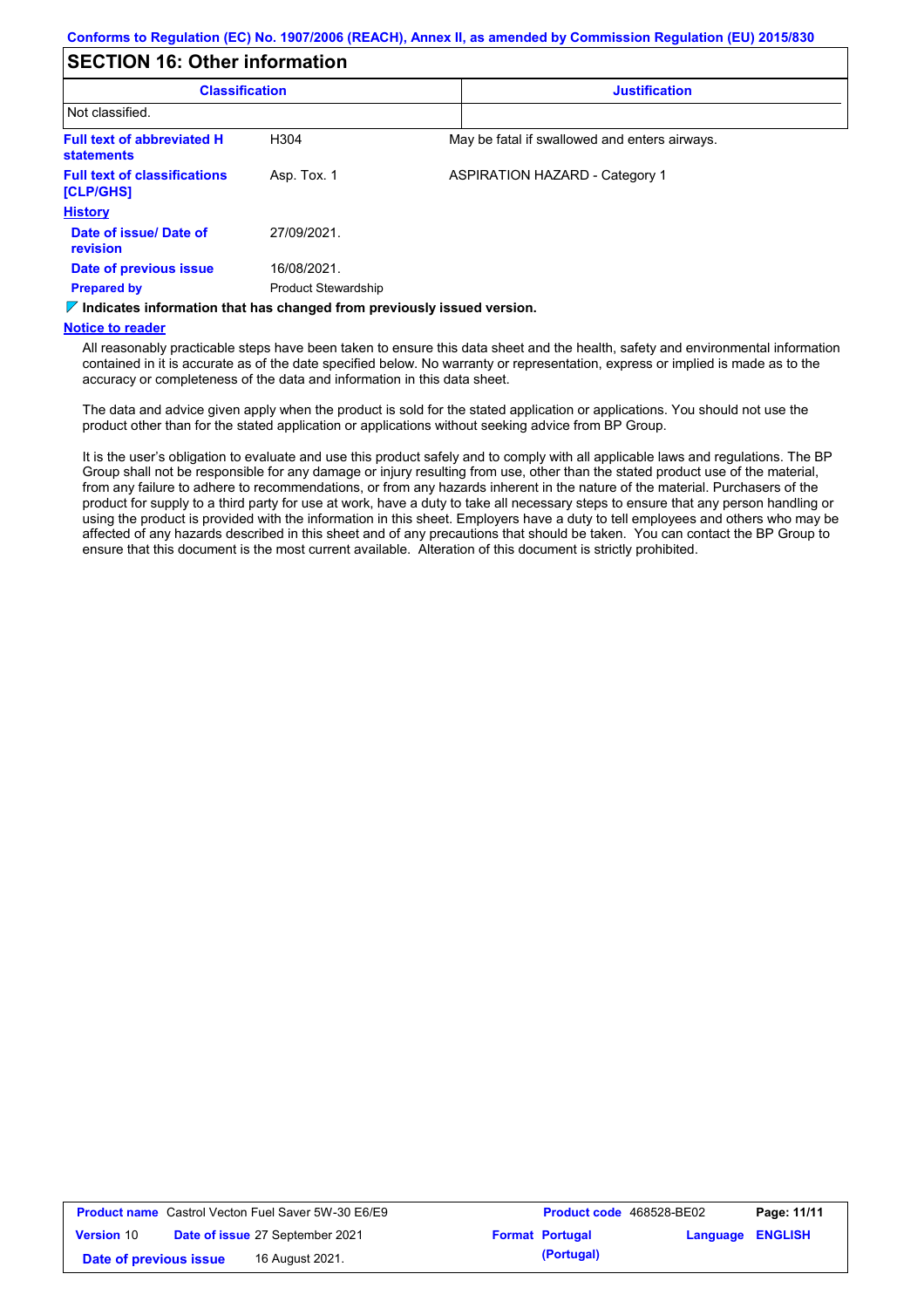## SECTION 16: Other information

| Classification | Justification |
|---|---|
| Not classified. | |

| | | |
|---|---|---|
| **Full text of abbreviated H statements** | H304 | May be fatal if swallowed and enters airways. |
| **Full text of classifications [CLP/GHS]** | Asp. Tox. 1 | ASPIRATION HAZARD - Category 1 |

**History**

| | |
|---|---|
| **Date of issue/ Date of revision** | 27/09/2021. |
| **Date of previous issue** | 16/08/2021. |
| **Prepared by** | Product Stewardship |

**Indicates information that has changed from previously issued version.**

**Notice to reader**

All reasonably practicable steps have been taken to ensure this data sheet and the health, safety and environmental information contained in it is accurate as of the date specified below. No warranty or representation, express or implied is made as to the accuracy or completeness of the data and information in this data sheet.

The data and advice given apply when the product is sold for the stated application or applications. You should not use the product other than for the stated application or applications without seeking advice from BP Group.

It is the user's obligation to evaluate and use this product safely and to comply with all applicable laws and regulations. The BP Group shall not be responsible for any damage or injury resulting from use, other than the stated product use of the material, from any failure to adhere to recommendations, or from any hazards inherent in the nature of the material. Purchasers of the product for supply to a third party for use at work, have a duty to take all necessary steps to ensure that any person handling or using the product is provided with the information in this sheet. Employers have a duty to tell employees and others who may be affected of any hazards described in this sheet and of any precautions that should be taken. You can contact the BP Group to ensure that this document is the most current available. Alteration of this document is strictly prohibited.